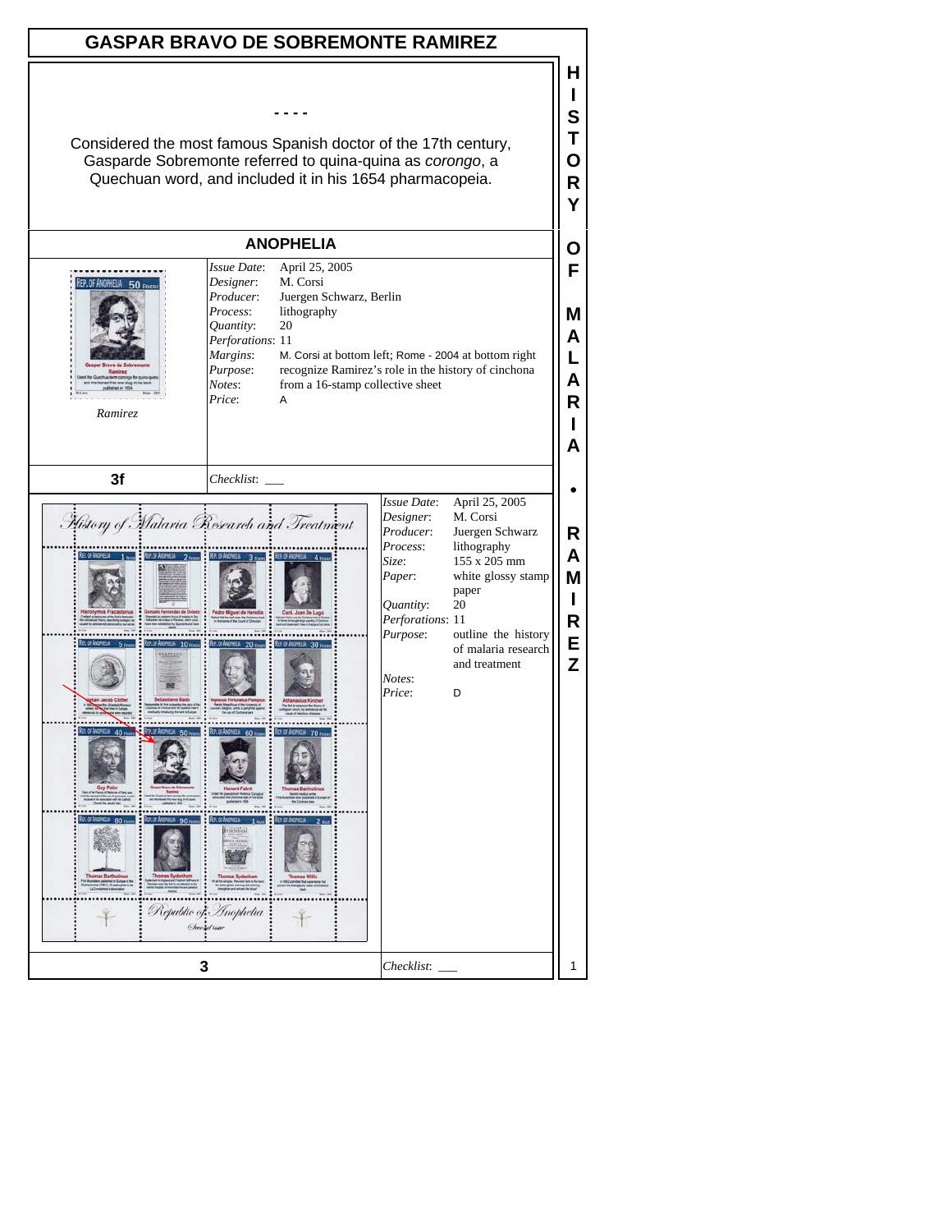# GASPAR BRAVO DE SOBREMONTE RAMIREZ

- - - -

Considered the most famous Spanish doctor of the 17th century, Gasparde Sobremonte referred to quina-quina as *corongo*, a Quechuan word, and included it in his 1654 pharmacopeia.

## ANOPHELIA

*Ramirez*

| | |
|---|---|
| *Issue Date*: | April 25, 2005 |
| *Designer*: | M. Corsi |
| *Producer*: | Juergen Schwarz, Berlin |
| *Process*: | lithography |
| *Quantity*: | 20 |
| *Perforations*: | 11 |
| *Margins*: | M. Corsi at bottom left; Rome - 2004 at bottom right |
| *Purpose*: | recognize Ramirez's role in the history of cinchona |
| *Notes*: | from a 16-stamp collective sheet |
| *Price*: | A |

**3f** *Checklist*: ___

| | |
|---|---|
| *Issue Date*: | April 25, 2005 |
| *Designer*: | M. Corsi |
| *Producer*: | Juergen Schwarz |
| *Process*: | lithography |
| *Size*: | 155 x 205 mm |
| *Paper*: | white glossy stamp paper |
| *Quantity*: | 20 |
| *Perforations*: | 11 |
| *Purpose*: | outline the history of malaria research and treatment |
| *Notes*: | |
| *Price*: | D |

**3** *Checklist*: ___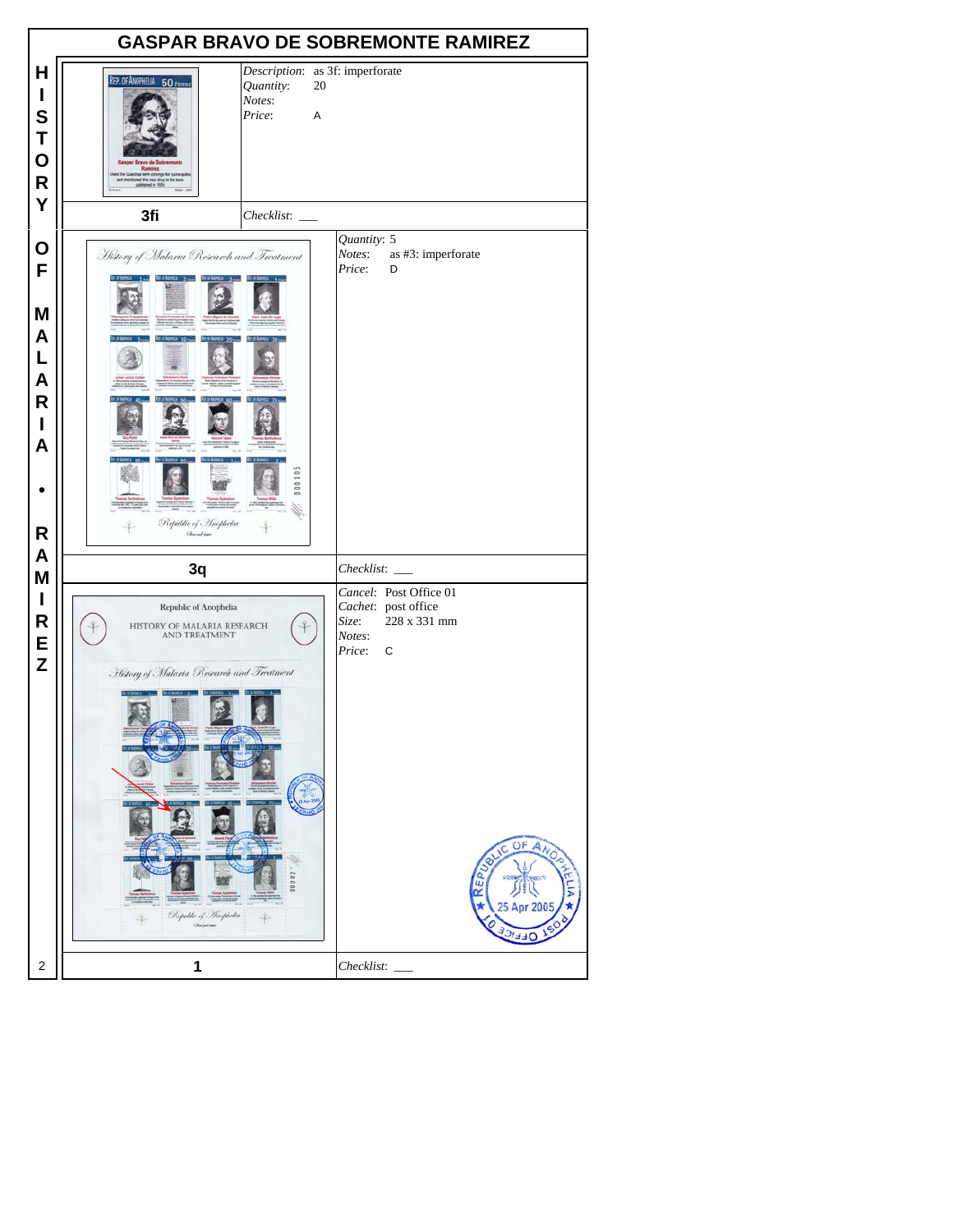# GASPAR BRAVO DE SOBREMONTE RAMIREZ

| | |
|---|---|
| | *Description*: as 3f: imperforate<br>*Quantity*: 20<br>*Notes*:<br>*Price*: A |
| **3fi** | *Checklist*: ___ |
| | *Quantity*: 5<br>*Notes*: as #3: imperforate<br>*Price*: D |
| **3q** | *Checklist*: ___ |
| | *Cancel*: Post Office 01<br>*Cachet*: post office<br>*Size*: 228 x 331 mm<br>*Notes*:<br>*Price*: C |
| **1** | *Checklist*: ___ |

HISTORY OF MALARIA • RAMIREZ